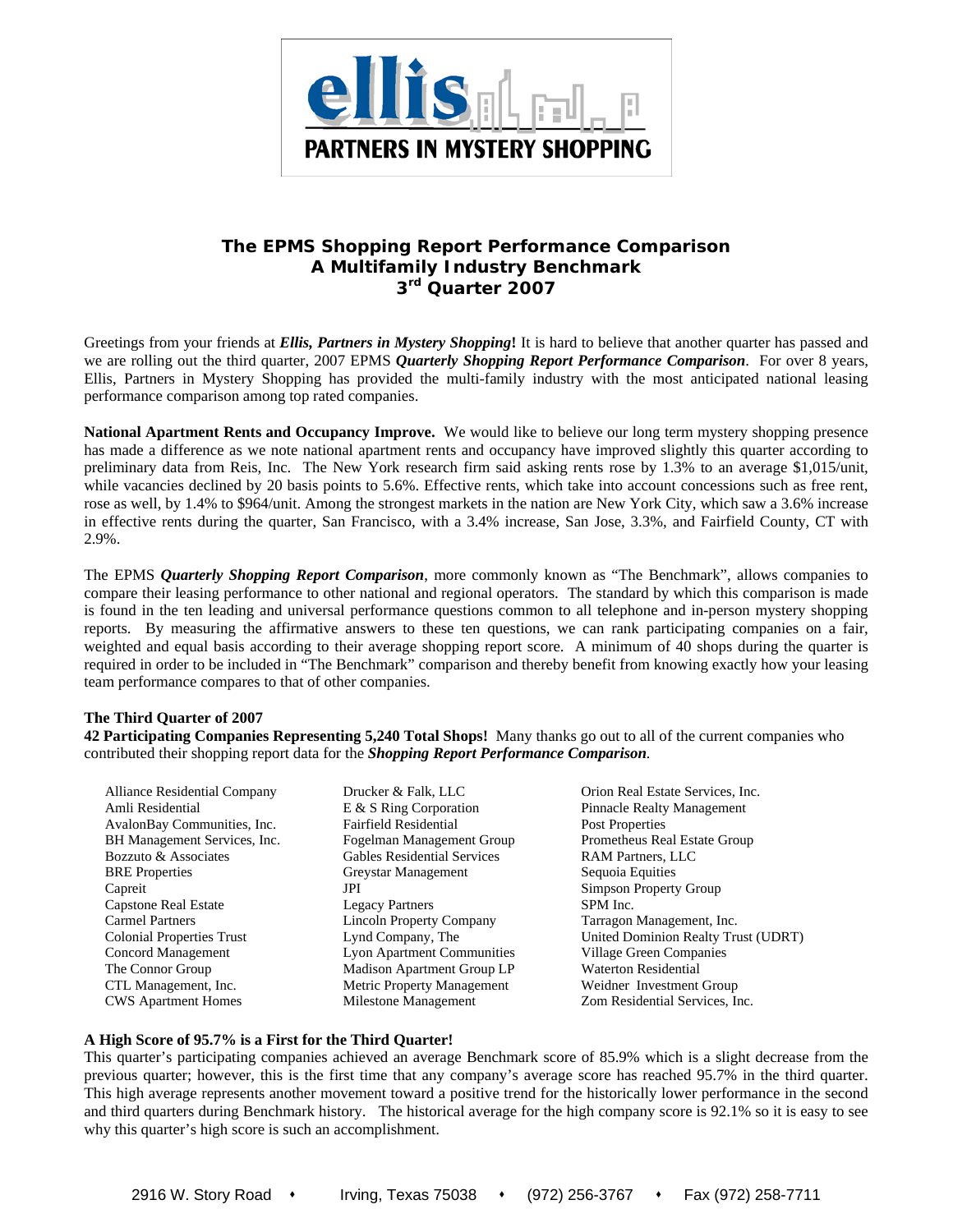ellis PARTNERS IN MYSTERY SHOPPING

# The EPMS Shopping Report Performance Comparison
## A Multifamily Industry Benchmark
## 3rd Quarter 2007

Greetings from your friends at ***Ellis, Partners in Mystery Shopping*!** It is hard to believe that another quarter has passed and we are rolling out the third quarter, 2007 EPMS ***Quarterly Shopping Report Performance Comparison***. For over 8 years, Ellis, Partners in Mystery Shopping has provided the multi-family industry with the most anticipated national leasing performance comparison among top rated companies.

**National Apartment Rents and Occupancy Improve.** We would like to believe our long term mystery shopping presence has made a difference as we note national apartment rents and occupancy have improved slightly this quarter according to preliminary data from Reis, Inc. The New York research firm said asking rents rose by 1.3% to an average $1,015/unit, while vacancies declined by 20 basis points to 5.6%. Effective rents, which take into account concessions such as free rent, rose as well, by 1.4% to $964/unit. Among the strongest markets in the nation are New York City, which saw a 3.6% increase in effective rents during the quarter, San Francisco, with a 3.4% increase, San Jose, 3.3%, and Fairfield County, CT with 2.9%.

The EPMS ***Quarterly Shopping Report Comparison***, more commonly known as "The Benchmark", allows companies to compare their leasing performance to other national and regional operators. The standard by which this comparison is made is found in the ten leading and universal performance questions common to all telephone and in-person mystery shopping reports. By measuring the affirmative answers to these ten questions, we can rank participating companies on a fair, weighted and equal basis according to their average shopping report score. A minimum of 40 shops during the quarter is required in order to be included in "The Benchmark" comparison and thereby benefit from knowing exactly how your leasing team performance compares to that of other companies.

**The Third Quarter of 2007**
**42 Participating Companies Representing 5,240 Total Shops!** Many thanks go out to all of the current companies who contributed their shopping report data for the ***Shopping Report Performance Comparison***.

- Alliance Residential Company
- Amli Residential
- AvalonBay Communities, Inc.
- BH Management Services, Inc.
- Bozzuto & Associates
- BRE Properties
- Capreit
- Capstone Real Estate
- Carmel Partners
- Colonial Properties Trust
- Concord Management
- The Connor Group
- CTL Management, Inc.
- CWS Apartment Homes
- Drucker & Falk, LLC
- E & S Ring Corporation
- Fairfield Residential
- Fogelman Management Group
- Gables Residential Services
- Greystar Management
- JPI
- Legacy Partners
- Lincoln Property Company
- Lynd Company, The
- Lyon Apartment Communities
- Madison Apartment Group LP
- Metric Property Management
- Milestone Management
- Orion Real Estate Services, Inc.
- Pinnacle Realty Management
- Post Properties
- Prometheus Real Estate Group
- RAM Partners, LLC
- Sequoia Equities
- Simpson Property Group
- SPM Inc.
- Tarragon Management, Inc.
- United Dominion Realty Trust (UDRT)
- Village Green Companies
- Waterton Residential
- Weidner Investment Group
- Zom Residential Services, Inc.

**A High Score of 95.7% is a First for the Third Quarter!**
This quarter's participating companies achieved an average Benchmark score of 85.9% which is a slight decrease from the previous quarter; however, this is the first time that any company's average score has reached 95.7% in the third quarter. This high average represents another movement toward a positive trend for the historically lower performance in the second and third quarters during Benchmark history. The historical average for the high company score is 92.1% so it is easy to see why this quarter's high score is such an accomplishment.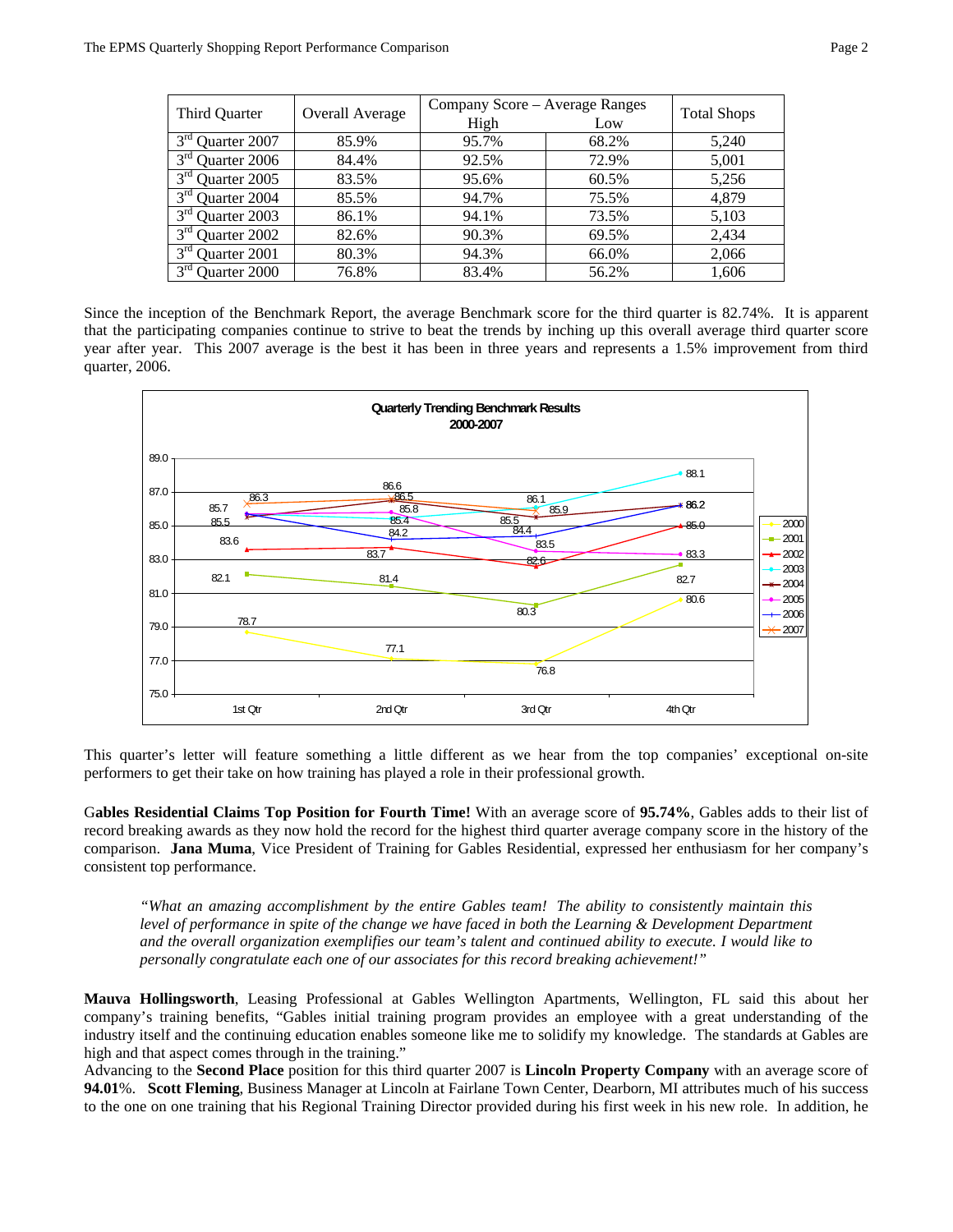| Third Quarter | Overall Average | Company Score – Average Ranges | | Total Shops |
|---|---|---|---|---|
| | | High | Low | |
| 3rd Quarter 2007 | 85.9% | 95.7% | 68.2% | 5,240 |
| 3rd Quarter 2006 | 84.4% | 92.5% | 72.9% | 5,001 |
| 3rd Quarter 2005 | 83.5% | 95.6% | 60.5% | 5,256 |
| 3rd Quarter 2004 | 85.5% | 94.7% | 75.5% | 4,879 |
| 3rd Quarter 2003 | 86.1% | 94.1% | 73.5% | 5,103 |
| 3rd Quarter 2002 | 82.6% | 90.3% | 69.5% | 2,434 |
| 3rd Quarter 2001 | 80.3% | 94.3% | 66.0% | 2,066 |
| 3rd Quarter 2000 | 76.8% | 83.4% | 56.2% | 1,606 |

Since the inception of the Benchmark Report, the average Benchmark score for the third quarter is 82.74%. It is apparent that the participating companies continue to strive to beat the trends by inching up this overall average third quarter score year after year. This 2007 average is the best it has been in three years and represents a 1.5% improvement from third quarter, 2006.

**Quarterly Trending Benchmark Results 2000-2007**

This quarter's letter will feature something a little different as we hear from the top companies' exceptional on-site performers to get their take on how training has played a role in their professional growth.

**Gables Residential Claims Top Position for Fourth Time!** With an average score of **95.74%**, Gables adds to their list of record breaking awards as they now hold the record for the highest third quarter average company score in the history of the comparison. **Jana Muma**, Vice President of Training for Gables Residential, expressed her enthusiasm for her company's consistent top performance.

> *"What an amazing accomplishment by the entire Gables team! The ability to consistently maintain this level of performance in spite of the change we have faced in both the Learning & Development Department and the overall organization exemplifies our team's talent and continued ability to execute. I would like to personally congratulate each one of our associates for this record breaking achievement!"*

**Mauva Hollingsworth**, Leasing Professional at Gables Wellington Apartments, Wellington, FL said this about her company's training benefits, "Gables initial training program provides an employee with a great understanding of the industry itself and the continuing education enables someone like me to solidify my knowledge. The standards at Gables are high and that aspect comes through in the training."

Advancing to the **Second Place** position for this third quarter 2007 is **Lincoln Property Company** with an average score of **94.01**%. **Scott Fleming**, Business Manager at Lincoln at Fairlane Town Center, Dearborn, MI attributes much of his success to the one on one training that his Regional Training Director provided during his first week in his new role. In addition, he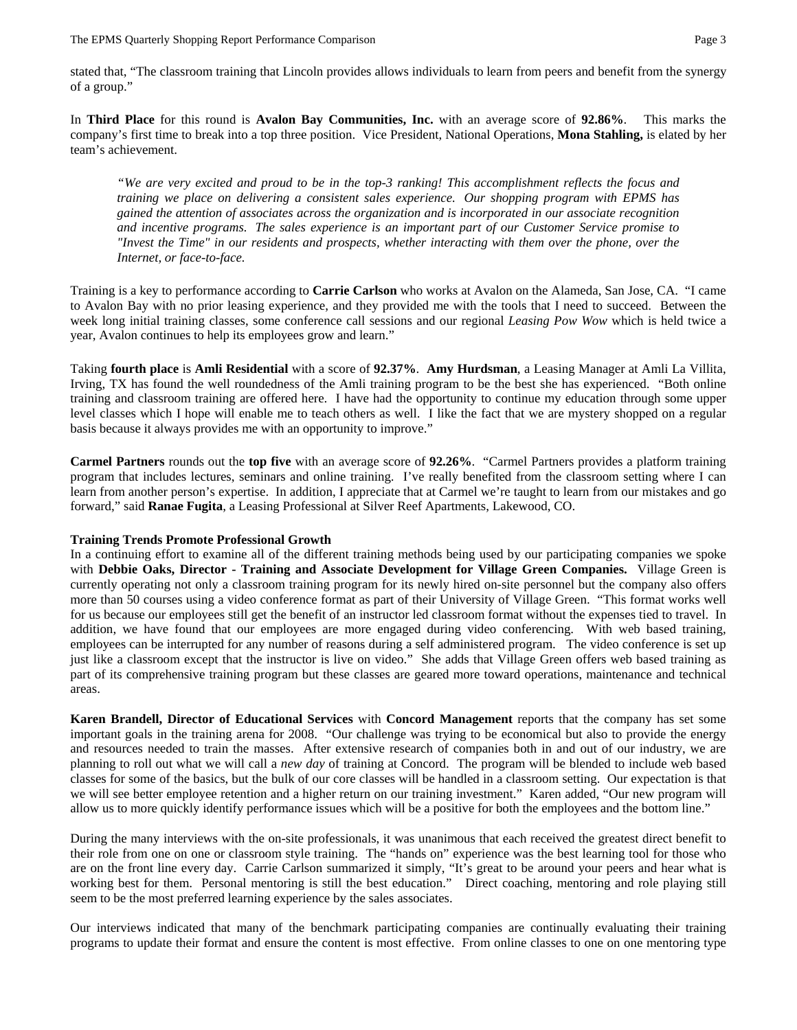stated that, "The classroom training that Lincoln provides allows individuals to learn from peers and benefit from the synergy of a group."

In **Third Place** for this round is **Avalon Bay Communities, Inc.** with an average score of **92.86%**. This marks the company's first time to break into a top three position. Vice President, National Operations, **Mona Stahling,** is elated by her team's achievement.

> *"We are very excited and proud to be in the top-3 ranking! This accomplishment reflects the focus and training we place on delivering a consistent sales experience. Our shopping program with EPMS has gained the attention of associates across the organization and is incorporated in our associate recognition and incentive programs. The sales experience is an important part of our Customer Service promise to "Invest the Time" in our residents and prospects, whether interacting with them over the phone, over the Internet, or face-to-face.*

Training is a key to performance according to **Carrie Carlson** who works at Avalon on the Alameda, San Jose, CA. "I came to Avalon Bay with no prior leasing experience, and they provided me with the tools that I need to succeed. Between the week long initial training classes, some conference call sessions and our regional *Leasing Pow Wow* which is held twice a year, Avalon continues to help its employees grow and learn."

Taking **fourth place** is **Amli Residential** with a score of **92.37%**. **Amy Hurdsman**, a Leasing Manager at Amli La Villita, Irving, TX has found the well roundedness of the Amli training program to be the best she has experienced. "Both online training and classroom training are offered here. I have had the opportunity to continue my education through some upper level classes which I hope will enable me to teach others as well. I like the fact that we are mystery shopped on a regular basis because it always provides me with an opportunity to improve."

**Carmel Partners** rounds out the **top five** with an average score of **92.26%**. "Carmel Partners provides a platform training program that includes lectures, seminars and online training. I've really benefited from the classroom setting where I can learn from another person's expertise. In addition, I appreciate that at Carmel we're taught to learn from our mistakes and go forward," said **Ranae Fugita**, a Leasing Professional at Silver Reef Apartments, Lakewood, CO.

**Training Trends Promote Professional Growth**

In a continuing effort to examine all of the different training methods being used by our participating companies we spoke with **Debbie Oaks, Director - Training and Associate Development for Village Green Companies.** Village Green is currently operating not only a classroom training program for its newly hired on-site personnel but the company also offers more than 50 courses using a video conference format as part of their University of Village Green. "This format works well for us because our employees still get the benefit of an instructor led classroom format without the expenses tied to travel. In addition, we have found that our employees are more engaged during video conferencing. With web based training, employees can be interrupted for any number of reasons during a self administered program. The video conference is set up just like a classroom except that the instructor is live on video." She adds that Village Green offers web based training as part of its comprehensive training program but these classes are geared more toward operations, maintenance and technical areas.

**Karen Brandell, Director of Educational Services** with **Concord Management** reports that the company has set some important goals in the training arena for 2008. "Our challenge was trying to be economical but also to provide the energy and resources needed to train the masses. After extensive research of companies both in and out of our industry, we are planning to roll out what we will call a *new day* of training at Concord. The program will be blended to include web based classes for some of the basics, but the bulk of our core classes will be handled in a classroom setting. Our expectation is that we will see better employee retention and a higher return on our training investment." Karen added, "Our new program will allow us to more quickly identify performance issues which will be a positive for both the employees and the bottom line."

During the many interviews with the on-site professionals, it was unanimous that each received the greatest direct benefit to their role from one on one or classroom style training. The "hands on" experience was the best learning tool for those who are on the front line every day. Carrie Carlson summarized it simply, "It's great to be around your peers and hear what is working best for them. Personal mentoring is still the best education." Direct coaching, mentoring and role playing still seem to be the most preferred learning experience by the sales associates.

Our interviews indicated that many of the benchmark participating companies are continually evaluating their training programs to update their format and ensure the content is most effective. From online classes to one on one mentoring type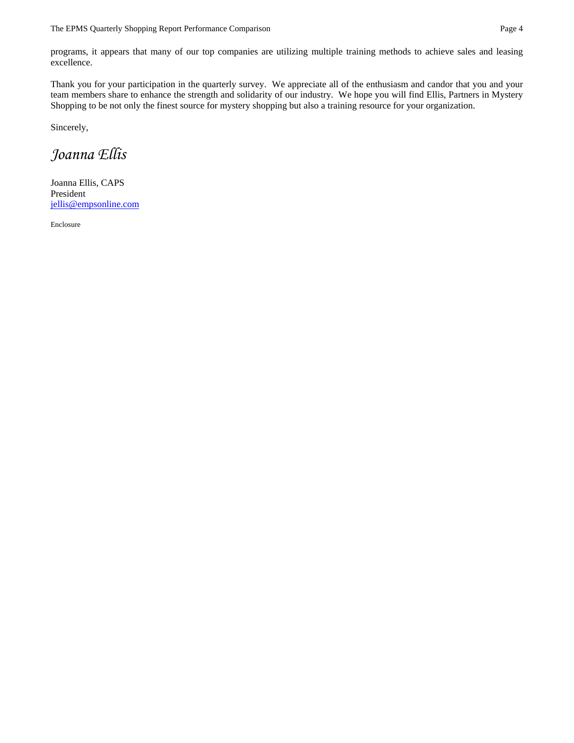programs, it appears that many of our top companies are utilizing multiple training methods to achieve sales and leasing excellence.

Thank you for your participation in the quarterly survey. We appreciate all of the enthusiasm and candor that you and your team members share to enhance the strength and solidarity of our industry. We hope you will find Ellis, Partners in Mystery Shopping to be not only the finest source for mystery shopping but also a training resource for your organization.

Sincerely,

*Joanna Ellis*

Joanna Ellis, CAPS
President
jellis@empsonline.com

Enclosure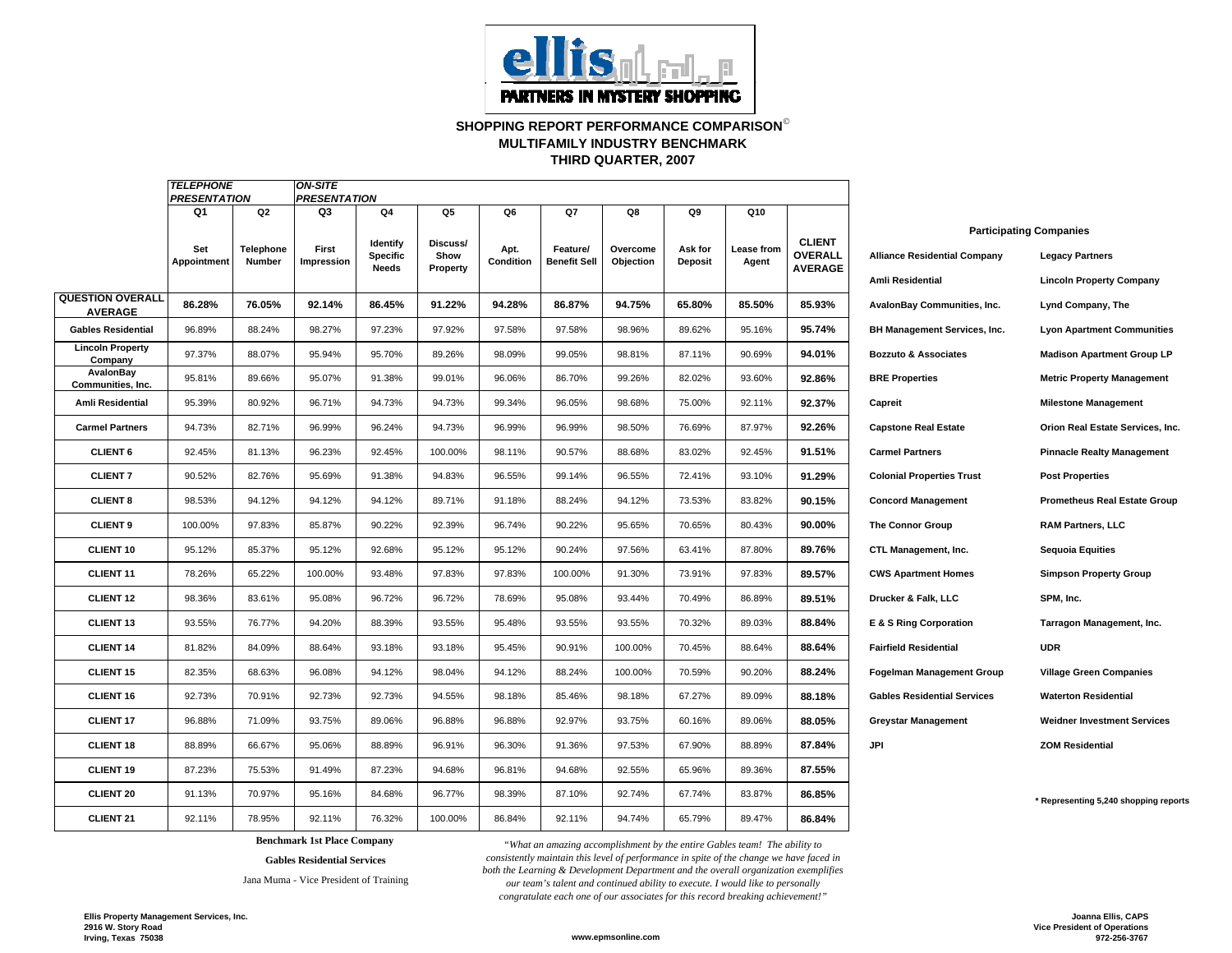**ellis PARTNERS IN MYSTERY SHOPPING**

## SHOPPING REPORT PERFORMANCE COMPARISON©
## MULTIFAMILY INDUSTRY BENCHMARK
## THIRD QUARTER, 2007

| | *TELEPHONE PRESENTATION* | | *ON-SITE PRESENTATION* | | | | | | | | |
|---|---|---|---|---|---|---|---|---|---|---|---|
| | Q1 | Q2 | Q3 | Q4 | Q5 | Q6 | Q7 | Q8 | Q9 | Q10 | |
| | Set Appointment | Telephone Number | First Impression | Identify Specific Needs | Discuss/ Show Property | Apt. Condition | Feature/ Benefit Sell | Overcome Objection | Ask for Deposit | Lease from Agent | CLIENT OVERALL AVERAGE |
| **QUESTION OVERALL AVERAGE** | **86.28%** | **76.05%** | **92.14%** | **86.45%** | **91.22%** | **94.28%** | **86.87%** | **94.75%** | **65.80%** | **85.50%** | **85.93%** |
| **Gables Residential** | 96.89% | 88.24% | 98.27% | 97.23% | 97.92% | 97.58% | 97.58% | 98.96% | 89.62% | 95.16% | **95.74%** |
| **Lincoln Property Company** | 97.37% | 88.07% | 95.94% | 95.70% | 89.26% | 98.09% | 99.05% | 98.81% | 87.11% | 90.69% | **94.01%** |
| **AvalonBay Communities, Inc.** | 95.81% | 89.66% | 95.07% | 91.38% | 99.01% | 96.06% | 86.70% | 99.26% | 82.02% | 93.60% | **92.86%** |
| **Amli Residential** | 95.39% | 80.92% | 96.71% | 94.73% | 94.73% | 99.34% | 96.05% | 98.68% | 75.00% | 92.11% | **92.37%** |
| **Carmel Partners** | 94.73% | 82.71% | 96.99% | 96.24% | 94.73% | 96.99% | 96.99% | 98.50% | 76.69% | 87.97% | **92.26%** |
| **CLIENT 6** | 92.45% | 81.13% | 96.23% | 92.45% | 100.00% | 98.11% | 90.57% | 88.68% | 83.02% | 92.45% | **91.51%** |
| **CLIENT 7** | 90.52% | 82.76% | 95.69% | 91.38% | 94.83% | 96.55% | 99.14% | 96.55% | 72.41% | 93.10% | **91.29%** |
| **CLIENT 8** | 98.53% | 94.12% | 94.12% | 94.12% | 89.71% | 91.18% | 88.24% | 94.12% | 73.53% | 83.82% | **90.15%** |
| **CLIENT 9** | 100.00% | 97.83% | 85.87% | 90.22% | 92.39% | 96.74% | 90.22% | 95.65% | 70.65% | 80.43% | **90.00%** |
| **CLIENT 10** | 95.12% | 85.37% | 95.12% | 92.68% | 95.12% | 95.12% | 90.24% | 97.56% | 63.41% | 87.80% | **89.76%** |
| **CLIENT 11** | 78.26% | 65.22% | 100.00% | 93.48% | 97.83% | 97.83% | 100.00% | 91.30% | 73.91% | 97.83% | **89.57%** |
| **CLIENT 12** | 98.36% | 83.61% | 95.08% | 96.72% | 96.72% | 78.69% | 95.08% | 93.44% | 70.49% | 86.89% | **89.51%** |
| **CLIENT 13** | 93.55% | 76.77% | 94.20% | 88.39% | 93.55% | 95.48% | 93.55% | 93.55% | 70.32% | 89.03% | **88.84%** |
| **CLIENT 14** | 81.82% | 84.09% | 88.64% | 93.18% | 93.18% | 95.45% | 90.91% | 100.00% | 70.45% | 88.64% | **88.64%** |
| **CLIENT 15** | 82.35% | 68.63% | 96.08% | 94.12% | 98.04% | 94.12% | 88.24% | 100.00% | 70.59% | 90.20% | **88.24%** |
| **CLIENT 16** | 92.73% | 70.91% | 92.73% | 92.73% | 94.55% | 98.18% | 85.46% | 98.18% | 67.27% | 89.09% | **88.18%** |
| **CLIENT 17** | 96.88% | 71.09% | 93.75% | 89.06% | 96.88% | 96.88% | 92.97% | 93.75% | 60.16% | 89.06% | **88.05%** |
| **CLIENT 18** | 88.89% | 66.67% | 95.06% | 88.89% | 96.91% | 96.30% | 91.36% | 97.53% | 67.90% | 88.89% | **87.84%** |
| **CLIENT 19** | 87.23% | 75.53% | 91.49% | 87.23% | 94.68% | 96.81% | 94.68% | 92.55% | 65.96% | 89.36% | **87.55%** |
| **CLIENT 20** | 91.13% | 70.97% | 95.16% | 84.68% | 96.77% | 98.39% | 87.10% | 92.74% | 67.74% | 83.87% | **86.85%** |
| **CLIENT 21** | 92.11% | 78.95% | 92.11% | 76.32% | 100.00% | 86.84% | 92.11% | 94.74% | 65.79% | 89.47% | **86.84%** |

### Participating Companies

| | |
|---|---|
| **Alliance Residential Company** | **Legacy Partners** |
| **Amli Residential** | **Lincoln Property Company** |
| **AvalonBay Communities, Inc.** | **Lynd Company, The** |
| **BH Management Services, Inc.** | **Lyon Apartment Communities** |
| **Bozzuto & Associates** | **Madison Apartment Group LP** |
| **BRE Properties** | **Metric Property Management** |
| **Capreit** | **Milestone Management** |
| **Capstone Real Estate** | **Orion Real Estate Services, Inc.** |
| **Carmel Partners** | **Pinnacle Realty Management** |
| **Colonial Properties Trust** | **Post Properties** |
| **Concord Management** | **Prometheus Real Estate Group** |
| **The Connor Group** | **RAM Partners, LLC** |
| **CTL Management, Inc.** | **Sequoia Equities** |
| **CWS Apartment Homes** | **Simpson Property Group** |
| **Drucker & Falk, LLC** | **SPM, Inc.** |
| **E & S Ring Corporation** | **Tarragon Management, Inc.** |
| **Fairfield Residential** | **UDR** |
| **Fogelman Management Group** | **Village Green Companies** |
| **Gables Residential Services** | **Waterton Residential** |
| **Greystar Management** | **Weidner Investment Services** |
| **JPI** | **ZOM Residential** |

**\* Representing 5,240 shopping reports**

**Benchmark 1st Place Company**

**Gables Residential Services**

Jana Muma - Vice President of Training

*"What an amazing accomplishment by the entire Gables team! The ability to consistently maintain this level of performance in spite of the change we have faced in both the Learning & Development Department and the overall organization exemplifies our team's talent and continued ability to execute. I would like to personally congratulate each one of our associates for this record breaking achievement!"*

**Ellis Property Management Services, Inc.**
**2916 W. Story Road**
**Irving, Texas 75038**

**www.epmsonline.com**

**Joanna Ellis, CAPS**
**Vice President of Operations**
**972-256-3767**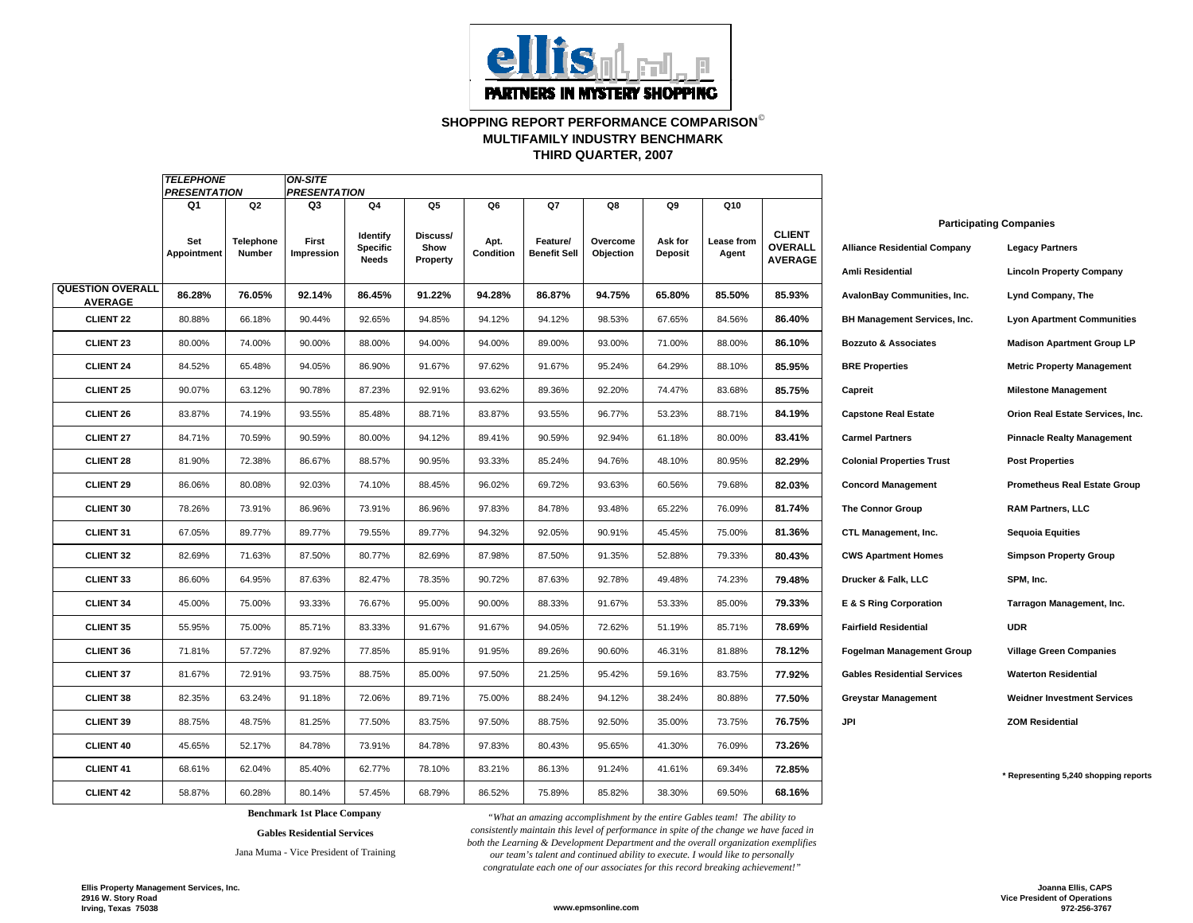ellis PARTNERS IN MYSTERY SHOPPING

## SHOPPING REPORT PERFORMANCE COMPARISON©
## MULTIFAMILY INDUSTRY BENCHMARK
## THIRD QUARTER, 2007

| | *TELEPHONE PRESENTATION* | | *ON-SITE PRESENTATION* | | | | | | | | |
|---|---|---|---|---|---|---|---|---|---|---|---|
| | Q1 | Q2 | Q3 | Q4 | Q5 | Q6 | Q7 | Q8 | Q9 | Q10 | |
| | **Set Appointment** | **Telephone Number** | **First Impression** | **Identify Specific Needs** | **Discuss/ Show Property** | **Apt. Condition** | **Feature/ Benefit Sell** | **Overcome Objection** | **Ask for Deposit** | **Lease from Agent** | **CLIENT OVERALL AVERAGE** |
| **QUESTION OVERALL AVERAGE** | **86.28%** | **76.05%** | **92.14%** | **86.45%** | **91.22%** | **94.28%** | **86.87%** | **94.75%** | **65.80%** | **85.50%** | **85.93%** |
| **CLIENT 22** | 80.88% | 66.18% | 90.44% | 92.65% | 94.85% | 94.12% | 94.12% | 98.53% | 67.65% | 84.56% | **86.40%** |
| **CLIENT 23** | 80.00% | 74.00% | 90.00% | 88.00% | 94.00% | 94.00% | 89.00% | 93.00% | 71.00% | 88.00% | **86.10%** |
| **CLIENT 24** | 84.52% | 65.48% | 94.05% | 86.90% | 91.67% | 97.62% | 91.67% | 95.24% | 64.29% | 88.10% | **85.95%** |
| **CLIENT 25** | 90.07% | 63.12% | 90.78% | 87.23% | 92.91% | 93.62% | 89.36% | 92.20% | 74.47% | 83.68% | **85.75%** |
| **CLIENT 26** | 83.87% | 74.19% | 93.55% | 85.48% | 88.71% | 83.87% | 93.55% | 96.77% | 53.23% | 88.71% | **84.19%** |
| **CLIENT 27** | 84.71% | 70.59% | 90.59% | 80.00% | 94.12% | 89.41% | 90.59% | 92.94% | 61.18% | 80.00% | **83.41%** |
| **CLIENT 28** | 81.90% | 72.38% | 86.67% | 88.57% | 90.95% | 93.33% | 85.24% | 94.76% | 48.10% | 80.95% | **82.29%** |
| **CLIENT 29** | 86.06% | 80.08% | 92.03% | 74.10% | 88.45% | 96.02% | 69.72% | 93.63% | 60.56% | 79.68% | **82.03%** |
| **CLIENT 30** | 78.26% | 73.91% | 86.96% | 73.91% | 86.96% | 97.83% | 84.78% | 93.48% | 65.22% | 76.09% | **81.74%** |
| **CLIENT 31** | 67.05% | 89.77% | 89.77% | 79.55% | 89.77% | 94.32% | 92.05% | 90.91% | 45.45% | 75.00% | **81.36%** |
| **CLIENT 32** | 82.69% | 71.63% | 87.50% | 80.77% | 82.69% | 87.98% | 87.50% | 91.35% | 52.88% | 79.33% | **80.43%** |
| **CLIENT 33** | 86.60% | 64.95% | 87.63% | 82.47% | 78.35% | 90.72% | 87.63% | 92.78% | 49.48% | 74.23% | **79.48%** |
| **CLIENT 34** | 45.00% | 75.00% | 93.33% | 76.67% | 95.00% | 90.00% | 88.33% | 91.67% | 53.33% | 85.00% | **79.33%** |
| **CLIENT 35** | 55.95% | 75.00% | 85.71% | 83.33% | 91.67% | 91.67% | 94.05% | 72.62% | 51.19% | 85.71% | **78.69%** |
| **CLIENT 36** | 71.81% | 57.72% | 87.92% | 77.85% | 85.91% | 91.95% | 89.26% | 90.60% | 46.31% | 81.88% | **78.12%** |
| **CLIENT 37** | 81.67% | 72.91% | 93.75% | 88.75% | 85.00% | 97.50% | 21.25% | 95.42% | 59.16% | 83.75% | **77.92%** |
| **CLIENT 38** | 82.35% | 63.24% | 91.18% | 72.06% | 89.71% | 75.00% | 88.24% | 94.12% | 38.24% | 80.88% | **77.50%** |
| **CLIENT 39** | 88.75% | 48.75% | 81.25% | 77.50% | 83.75% | 97.50% | 88.75% | 92.50% | 35.00% | 73.75% | **76.75%** |
| **CLIENT 40** | 45.65% | 52.17% | 84.78% | 73.91% | 84.78% | 97.83% | 80.43% | 95.65% | 41.30% | 76.09% | **73.26%** |
| **CLIENT 41** | 68.61% | 62.04% | 85.40% | 62.77% | 78.10% | 83.21% | 86.13% | 91.24% | 41.61% | 69.34% | **72.85%** |
| **CLIENT 42** | 58.87% | 60.28% | 80.14% | 57.45% | 68.79% | 86.52% | 75.89% | 85.82% | 38.30% | 69.50% | **68.16%** |

**Participating Companies**

| | |
|---|---|
| **Alliance Residential Company** | **Legacy Partners** |
| **Amli Residential** | **Lincoln Property Company** |
| **AvalonBay Communities, Inc.** | **Lynd Company, The** |
| **BH Management Services, Inc.** | **Lyon Apartment Communities** |
| **Bozzuto & Associates** | **Madison Apartment Group LP** |
| **BRE Properties** | **Metric Property Management** |
| **Capreit** | **Milestone Management** |
| **Capstone Real Estate** | **Orion Real Estate Services, Inc.** |
| **Carmel Partners** | **Pinnacle Realty Management** |
| **Colonial Properties Trust** | **Post Properties** |
| **Concord Management** | **Prometheus Real Estate Group** |
| **The Connor Group** | **RAM Partners, LLC** |
| **CTL Management, Inc.** | **Sequoia Equities** |
| **CWS Apartment Homes** | **Simpson Property Group** |
| **Drucker & Falk, LLC** | **SPM, Inc.** |
| **E & S Ring Corporation** | **Tarragon Management, Inc.** |
| **Fairfield Residential** | **UDR** |
| **Fogelman Management Group** | **Village Green Companies** |
| **Gables Residential Services** | **Waterton Residential** |
| **Greystar Management** | **Weidner Investment Services** |
| **JPI** | **ZOM Residential** |

**\* Representing 5,240 shopping reports**

**Benchmark 1st Place Company**

**Gables Residential Services**

Jana Muma - Vice President of Training

*"What an amazing accomplishment by the entire Gables team! The ability to consistently maintain this level of performance in spite of the change we have faced in both the Learning & Development Department and the overall organization exemplifies our team's talent and continued ability to execute. I would like to personally congratulate each one of our associates for this record breaking achievement!"*

**Ellis Property Management Services, Inc.**
**2916 W. Story Road**
**Irving, Texas 75038**

**www.epmsonline.com**

**Joanna Ellis, CAPS**
**Vice President of Operations**
**972-256-3767**